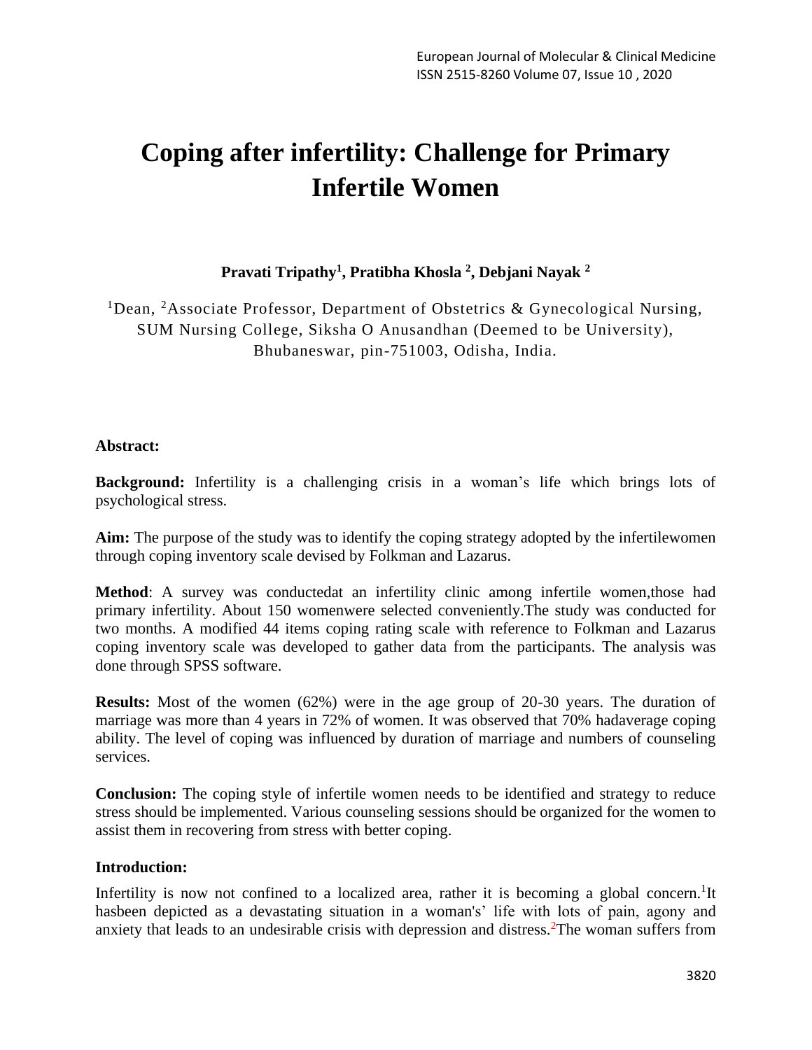# Coping after infertility: Challenge for Primary Infertile Women

**Pravati Tripathy[1], Pratibha Khosla [2], Debjani Nayak [2]**

[1]Dean, [2]Associate Professor, Department of Obstetrics & Gynecological Nursing, SUM Nursing College, Siksha O Anusandhan (Deemed to be University), Bhubaneswar, pin-751003, Odisha, India.

**Abstract:**

**Background:** Infertility is a challenging crisis in a woman's life which brings lots of psychological stress.

**Aim:** The purpose of the study was to identify the coping strategy adopted by the infertilewomen through coping inventory scale devised by Folkman and Lazarus.

**Method**: A survey was conductedat an infertility clinic among infertile women,those had primary infertility. About 150 womenwere selected conveniently.The study was conducted for two months. A modified 44 items coping rating scale with reference to Folkman and Lazarus coping inventory scale was developed to gather data from the participants. The analysis was done through SPSS software.

**Results:** Most of the women (62%) were in the age group of 20-30 years. The duration of marriage was more than 4 years in 72% of women. It was observed that 70% hadaverage coping ability. The level of coping was influenced by duration of marriage and numbers of counseling services.

**Conclusion:** The coping style of infertile women needs to be identified and strategy to reduce stress should be implemented. Various counseling sessions should be organized for the women to assist them in recovering from stress with better coping.

**Introduction:**

Infertility is now not confined to a localized area, rather it is becoming a global concern.[1]It hasbeen depicted as a devastating situation in a woman's' life with lots of pain, agony and anxiety that leads to an undesirable crisis with depression and distress.[2]The woman suffers from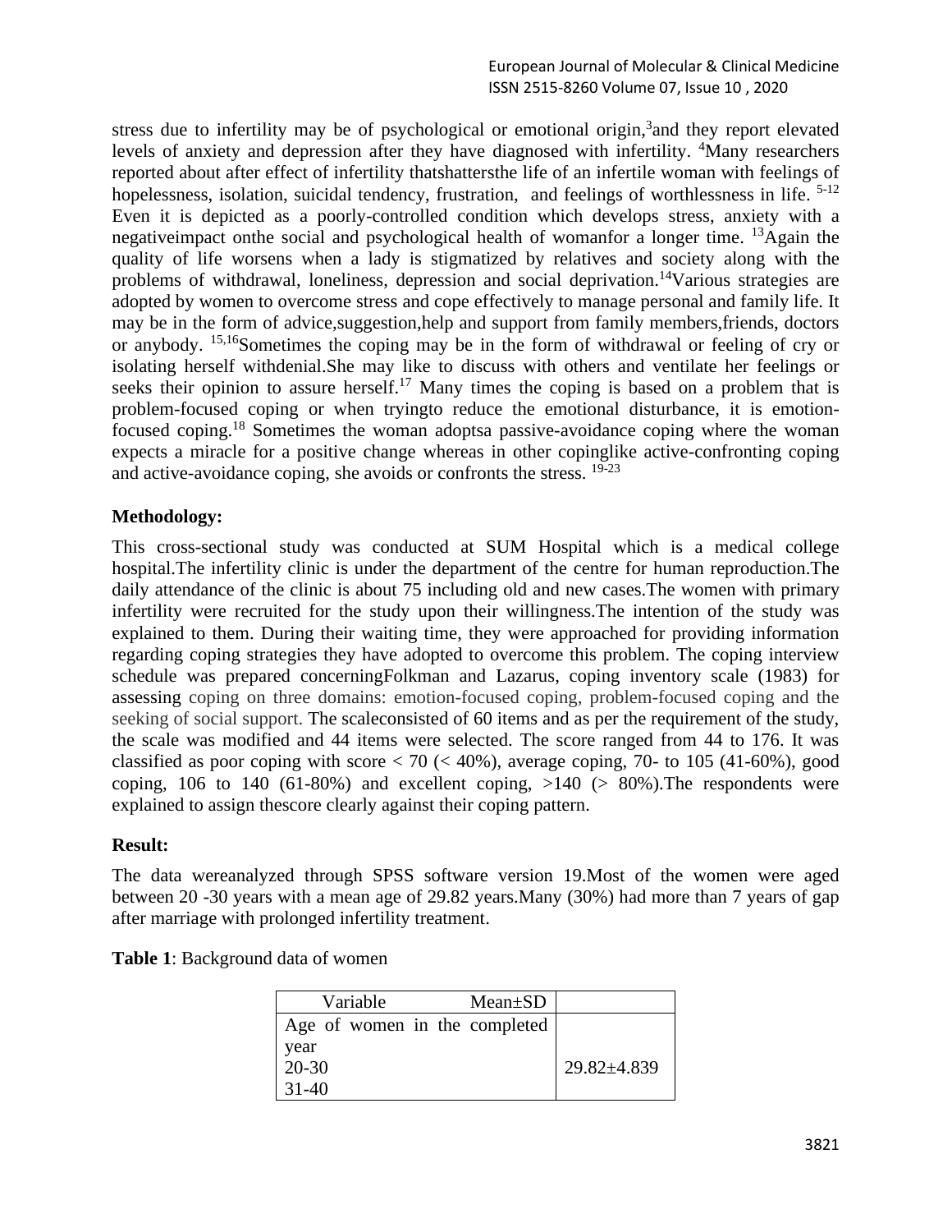stress due to infertility may be of psychological or emotional origin,[3]and they report elevated levels of anxiety and depression after they have diagnosed with infertility. [4]Many researchers reported about after effect of infertility thatshattersthe life of an infertile woman with feelings of hopelessness, isolation, suicidal tendency, frustration, and feelings of worthlessness in life. [5-12] Even it is depicted as a poorly-controlled condition which develops stress, anxiety with a negativeimpact onthe social and psychological health of womanfor a longer time. [13]Again the quality of life worsens when a lady is stigmatized by relatives and society along with the problems of withdrawal, loneliness, depression and social deprivation.[14]Various strategies are adopted by women to overcome stress and cope effectively to manage personal and family life. It may be in the form of advice,suggestion,help and support from family members,friends, doctors or anybody. [15,16]Sometimes the coping may be in the form of withdrawal or feeling of cry or isolating herself withdenial.She may like to discuss with others and ventilate her feelings or seeks their opinion to assure herself.[17] Many times the coping is based on a problem that is problem-focused coping or when tryingto reduce the emotional disturbance, it is emotion-focused coping.[18] Sometimes the woman adoptsa passive-avoidance coping where the woman expects a miracle for a positive change whereas in other copinglike active-confronting coping and active-avoidance coping, she avoids or confronts the stress. [19-23]

**Methodology:**

This cross-sectional study was conducted at SUM Hospital which is a medical college hospital.The infertility clinic is under the department of the centre for human reproduction.The daily attendance of the clinic is about 75 including old and new cases.The women with primary infertility were recruited for the study upon their willingness.The intention of the study was explained to them. During their waiting time, they were approached for providing information regarding coping strategies they have adopted to overcome this problem. The coping interview schedule was prepared concerningFolkman and Lazarus, coping inventory scale (1983) for assessing coping on three domains: emotion-focused coping, problem-focused coping and the seeking of social support. The scaleconsisted of 60 items and as per the requirement of the study, the scale was modified and 44 items were selected. The score ranged from 44 to 176. It was classified as poor coping with score < 70 (< 40%), average coping, 70- to 105 (41-60%), good coping, 106 to 140 (61-80%) and excellent coping, >140 (> 80%).The respondents were explained to assign thescore clearly against their coping pattern.

**Result:**

The data wereanalyzed through SPSS software version 19.Most of the women were aged between 20 -30 years with a mean age of 29.82 years.Many (30%) had more than 7 years of gap after marriage with prolonged infertility treatment.

**Table 1**: Background data of women

| Variable Mean±SD | |
|---|---|
| Age of women in the completed year<br>20-30<br>31-40 | 29.82±4.839 |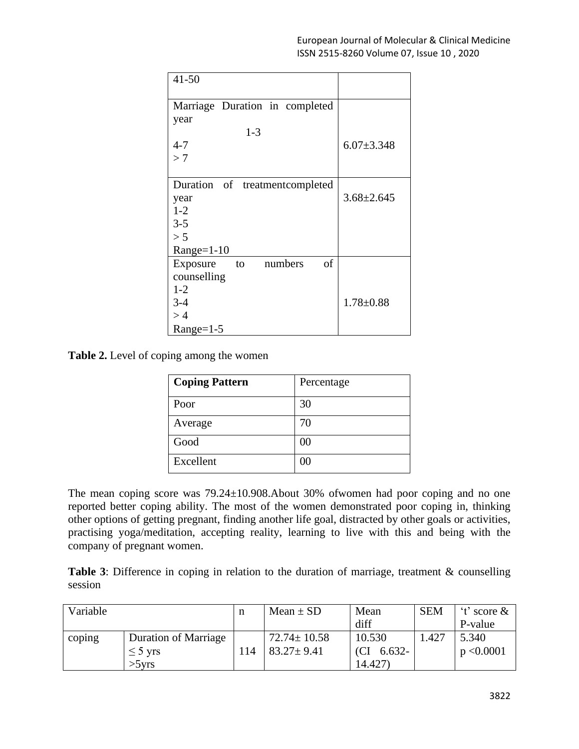| | |
|---|---|
| 41-50 | |
| Marriage Duration in completed year<br>1-3<br>4-7<br>> 7 | 6.07±3.348 |
| Duration of treatmentcompleted year<br>1-2<br>3-5<br>> 5<br>Range=1-10 | 3.68±2.645 |
| Exposure to numbers of counselling<br>1-2<br>3-4<br>> 4<br>Range=1-5 | 1.78±0.88 |

**Table 2.** Level of coping among the women

| **Coping Pattern** | Percentage |
|---|---|
| Poor | 30 |
| Average | 70 |
| Good | 00 |
| Excellent | 00 |

The mean coping score was 79.24±10.908.About 30% ofwomen had poor coping and no one reported better coping ability. The most of the women demonstrated poor coping in, thinking other options of getting pregnant, finding another life goal, distracted by other goals or activities, practising yoga/meditation, accepting reality, learning to live with this and being with the company of pregnant women.

**Table 3**: Difference in coping in relation to the duration of marriage, treatment & counselling session

| Variable | | n | Mean ± SD | Mean diff | SEM | 't' score & P-value |
|---|---|---|---|---|---|---|
| coping | Duration of Marriage<br>≤ 5 yrs<br>>5yrs | 114 | 72.74± 10.58<br>83.27± 9.41 | 10.530<br>(CI 6.632-14.427) | 1.427 | 5.340<br>p <0.0001 |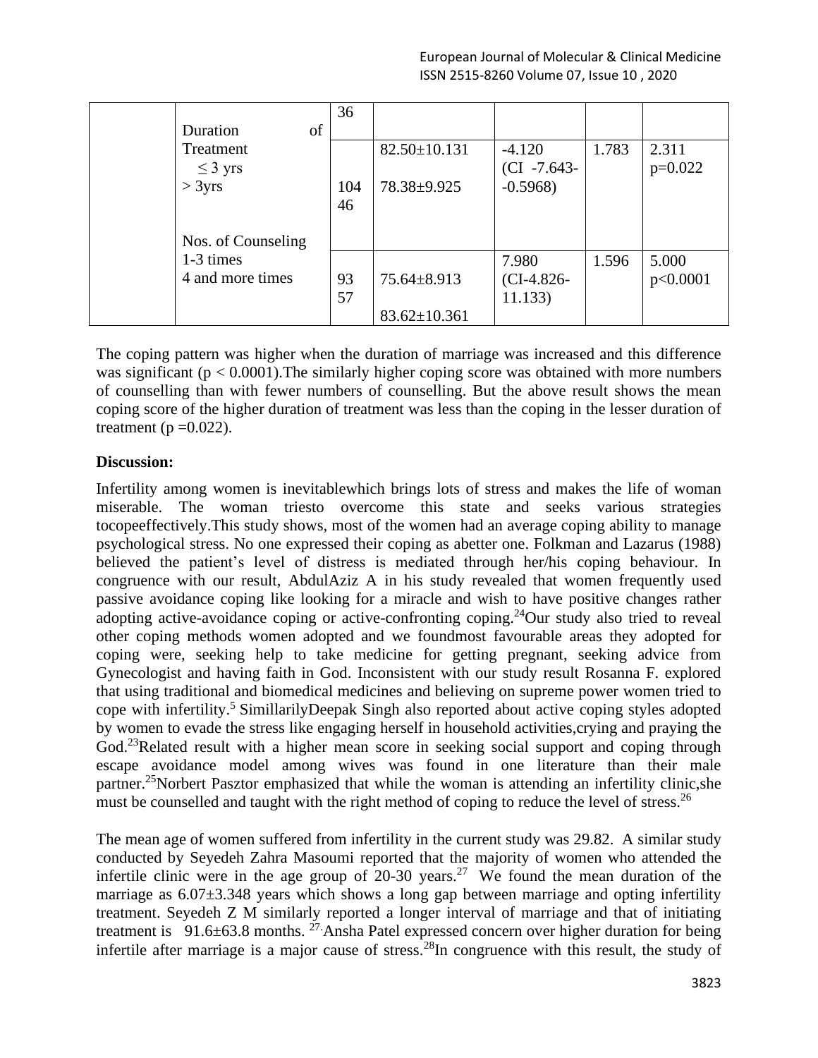| | | 36 | | | | |
|---|---|---|---|---|---|---|
| | Duration of Treatment<br>≤ 3 yrs<br>> 3yrs | 104<br>46 | 82.50±10.131<br>78.38±9.925 | -4.120<br>(CI -7.643- -0.5968) | 1.783 | 2.311<br>p=0.022 |
| | Nos. of Counseling<br>1-3 times<br>4 and more times | 93<br>57 | 75.64±8.913<br>83.62±10.361 | 7.980<br>(CI-4.826- 11.133) | 1.596 | 5.000<br>p<0.0001 |

The coping pattern was higher when the duration of marriage was increased and this difference was significant ($p < 0.0001$).The similarly higher coping score was obtained with more numbers of counselling than with fewer numbers of counselling. But the above result shows the mean coping score of the higher duration of treatment was less than the coping in the lesser duration of treatment ($p = 0.022$).

**Discussion:**

Infertility among women is inevitablewhich brings lots of stress and makes the life of woman miserable. The woman triesto overcome this state and seeks various strategies tocopeeffectively.This study shows, most of the women had an average coping ability to manage psychological stress. No one expressed their coping as abetter one. Folkman and Lazarus (1988) believed the patient's level of distress is mediated through her/his coping behaviour. In congruence with our result, AbdulAziz A in his study revealed that women frequently used passive avoidance coping like looking for a miracle and wish to have positive changes rather adopting active-avoidance coping or active-confronting coping.[24]Our study also tried to reveal other coping methods women adopted and we foundmost favourable areas they adopted for coping were, seeking help to take medicine for getting pregnant, seeking advice from Gynecologist and having faith in God. Inconsistent with our study result Rosanna F. explored that using traditional and biomedical medicines and believing on supreme power women tried to cope with infertility.[5] SimillarilyDeepak Singh also reported about active coping styles adopted by women to evade the stress like engaging herself in household activities,crying and praying the God.[23]Related result with a higher mean score in seeking social support and coping through escape avoidance model among wives was found in one literature than their male partner.[25]Norbert Pasztor emphasized that while the woman is attending an infertility clinic,she must be counselled and taught with the right method of coping to reduce the level of stress.[26]

The mean age of women suffered from infertility in the current study was 29.82. A similar study conducted by Seyedeh Zahra Masoumi reported that the majority of women who attended the infertile clinic were in the age group of 20-30 years.[27] We found the mean duration of the marriage as 6.07±3.348 years which shows a long gap between marriage and opting infertility treatment. Seyedeh Z M similarly reported a longer interval of marriage and that of initiating treatment is 91.6±63.8 months. [27].Ansha Patel expressed concern over higher duration for being infertile after marriage is a major cause of stress.[28]In congruence with this result, the study of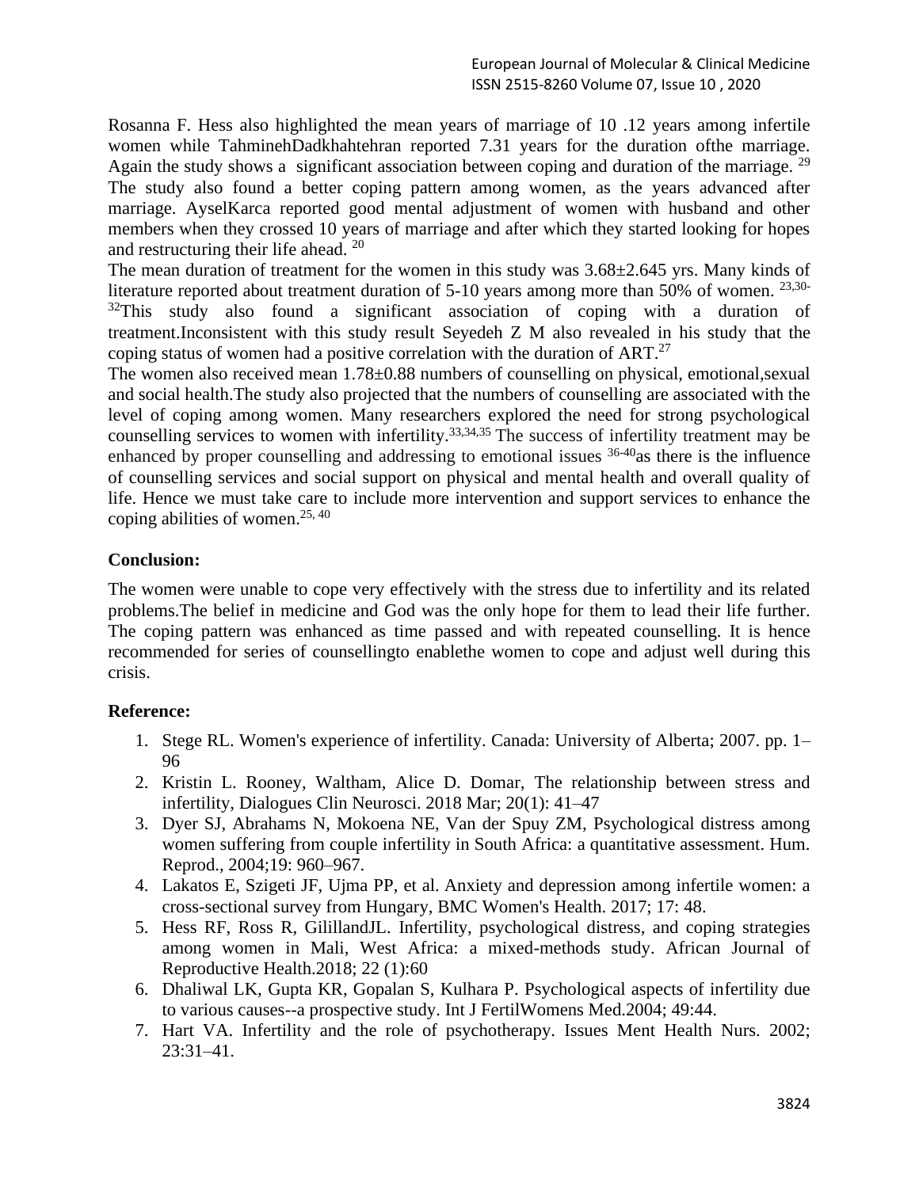Rosanna F. Hess also highlighted the mean years of marriage of 10 .12 years among infertile women while TahminehDadkhahtehran reported 7.31 years for the duration ofthe marriage. Again the study shows a significant association between coping and duration of the marriage. [29] The study also found a better coping pattern among women, as the years advanced after marriage. AyselKarca reported good mental adjustment of women with husband and other members when they crossed 10 years of marriage and after which they started looking for hopes and restructuring their life ahead. [20]

The mean duration of treatment for the women in this study was 3.68±2.645 yrs. Many kinds of literature reported about treatment duration of 5-10 years among more than 50% of women. [23,30-32]This study also found a significant association of coping with a duration of treatment.Inconsistent with this study result Seyedeh Z M also revealed in his study that the coping status of women had a positive correlation with the duration of ART.[27]

The women also received mean 1.78±0.88 numbers of counselling on physical, emotional,sexual and social health.The study also projected that the numbers of counselling are associated with the level of coping among women. Many researchers explored the need for strong psychological counselling services to women with infertility.[33,34,35] The success of infertility treatment may be enhanced by proper counselling and addressing to emotional issues [36-40]as there is the influence of counselling services and social support on physical and mental health and overall quality of life. Hence we must take care to include more intervention and support services to enhance the coping abilities of women.[25, 40]

## Conclusion:

The women were unable to cope very effectively with the stress due to infertility and its related problems.The belief in medicine and God was the only hope for them to lead their life further. The coping pattern was enhanced as time passed and with repeated counselling. It is hence recommended for series of counsellingto enablethe women to cope and adjust well during this crisis.

## Reference:

1. Stege RL. Women's experience of infertility. Canada: University of Alberta; 2007. pp. 1–96
2. Kristin L. Rooney, Waltham, Alice D. Domar, The relationship between stress and infertility, Dialogues Clin Neurosci. 2018 Mar; 20(1): 41–47
3. Dyer SJ, Abrahams N, Mokoena NE, Van der Spuy ZM, Psychological distress among women suffering from couple infertility in South Africa: a quantitative assessment. Hum. Reprod., 2004;19: 960–967.
4. Lakatos E, Szigeti JF, Ujma PP, et al. Anxiety and depression among infertile women: a cross-sectional survey from Hungary, BMC Women's Health. 2017; 17: 48.
5. Hess RF, Ross R, GililandJL. Infertility, psychological distress, and coping strategies among women in Mali, West Africa: a mixed-methods study. African Journal of Reproductive Health.2018; 22 (1):60
6. Dhaliwal LK, Gupta KR, Gopalan S, Kulhara P. Psychological aspects of infertility due to various causes--a prospective study. Int J FertilWomens Med.2004; 49:44.
7. Hart VA. Infertility and the role of psychotherapy. Issues Ment Health Nurs. 2002; 23:31–41.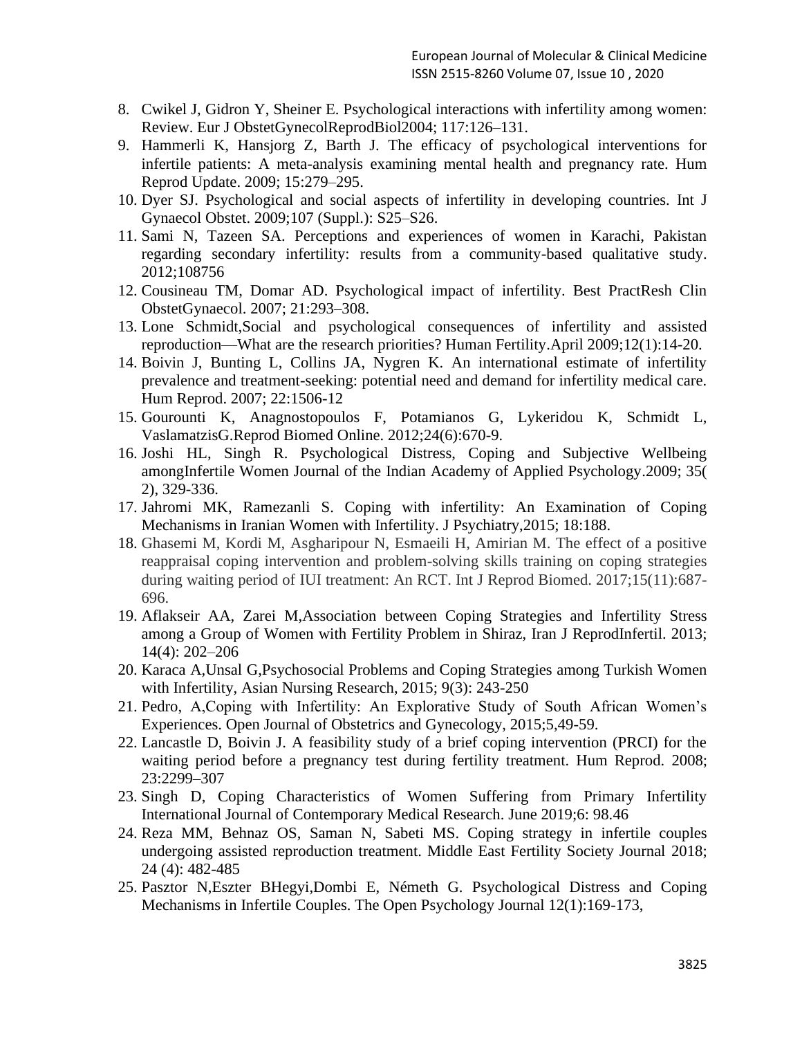8. Cwikel J, Gidron Y, Sheiner E. Psychological interactions with infertility among women: Review. Eur J ObstetGynecolReprodBiol2004; 117:126–131.
9. Hammerli K, Hansjorg Z, Barth J. The efficacy of psychological interventions for infertile patients: A meta-analysis examining mental health and pregnancy rate. Hum Reprod Update. 2009; 15:279–295.
10. Dyer SJ. Psychological and social aspects of infertility in developing countries. Int J Gynaecol Obstet. 2009;107 (Suppl.): S25–S26.
11. Sami N, Tazeen SA. Perceptions and experiences of women in Karachi, Pakistan regarding secondary infertility: results from a community-based qualitative study. 2012;108756
12. Cousineau TM, Domar AD. Psychological impact of infertility. Best PractResh Clin ObstetGynaecol. 2007; 21:293–308.
13. Lone Schmidt,Social and psychological consequences of infertility and assisted reproduction—What are the research priorities? Human Fertility.April 2009;12(1):14-20.
14. Boivin J, Bunting L, Collins JA, Nygren K. An international estimate of infertility prevalence and treatment-seeking: potential need and demand for infertility medical care. Hum Reprod. 2007; 22:1506-12
15. Gourounti K, Anagnostopoulos F, Potamianos G, Lykeridou K, Schmidt L, VaslamatzisG.Reprod Biomed Online. 2012;24(6):670-9.
16. Joshi HL, Singh R. Psychological Distress, Coping and Subjective Wellbeing amongInfertile Women Journal of the Indian Academy of Applied Psychology.2009; 35( 2), 329-336.
17. Jahromi MK, Ramezanli S. Coping with infertility: An Examination of Coping Mechanisms in Iranian Women with Infertility. J Psychiatry,2015; 18:188.
18. Ghasemi M, Kordi M, Asgharipour N, Esmaeili H, Amirian M. The effect of a positive reappraisal coping intervention and problem-solving skills training on coping strategies during waiting period of IUI treatment: An RCT. Int J Reprod Biomed. 2017;15(11):687-696.
19. Aflakseir AA, Zarei M,Association between Coping Strategies and Infertility Stress among a Group of Women with Fertility Problem in Shiraz, Iran J ReprodInfertil. 2013; 14(4): 202–206
20. Karaca A,Unsal G,Psychosocial Problems and Coping Strategies among Turkish Women with Infertility, Asian Nursing Research, 2015; 9(3): 243-250
21. Pedro, A,Coping with Infertility: An Explorative Study of South African Women's Experiences. Open Journal of Obstetrics and Gynecology, 2015;5,49-59.
22. Lancastle D, Boivin J. A feasibility study of a brief coping intervention (PRCI) for the waiting period before a pregnancy test during fertility treatment. Hum Reprod. 2008; 23:2299–307
23. Singh D, Coping Characteristics of Women Suffering from Primary Infertility International Journal of Contemporary Medical Research. June 2019;6: 98.46
24. Reza MM, Behnaz OS, Saman N, Sabeti MS. Coping strategy in infertile couples undergoing assisted reproduction treatment. Middle East Fertility Society Journal 2018; 24 (4): 482-485
25. Pasztor N,Eszter BHegyi,Dombi E, Németh G. Psychological Distress and Coping Mechanisms in Infertile Couples. The Open Psychology Journal 12(1):169-173,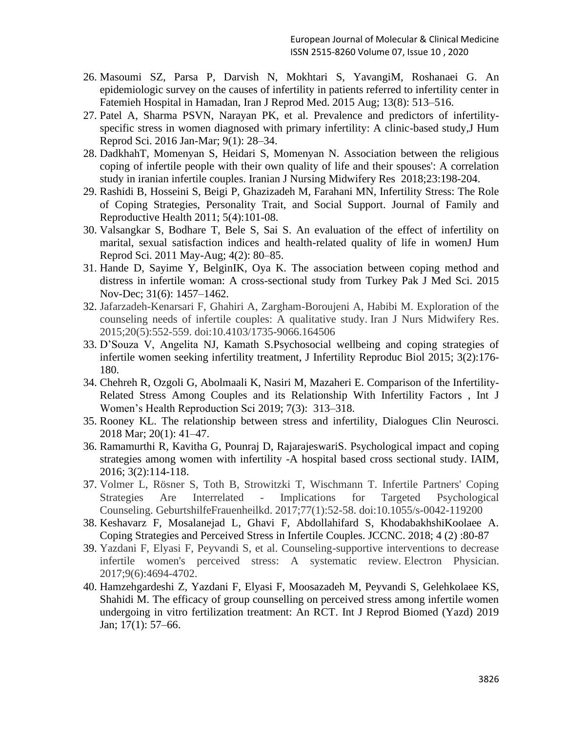26. Masoumi SZ, Parsa P, Darvish N, Mokhtari S, YavangiM, Roshanaei G. An epidemiologic survey on the causes of infertility in patients referred to infertility center in Fatemieh Hospital in Hamadan, Iran J Reprod Med. 2015 Aug; 13(8): 513–516.
27. Patel A, Sharma PSVN, Narayan PK, et al. Prevalence and predictors of infertility-specific stress in women diagnosed with primary infertility: A clinic-based study,J Hum Reprod Sci. 2016 Jan-Mar; 9(1): 28–34.
28. DadkhahT, Momenyan S, Heidari S, Momenyan N. Association between the religious coping of infertile people with their own quality of life and their spouses': A correlation study in iranian infertile couples. Iranian J Nursing Midwifery Res 2018;23:198-204.
29. Rashidi B, Hosseini S, Beigi P, Ghazizadeh M, Farahani MN, Infertility Stress: The Role of Coping Strategies, Personality Trait, and Social Support. Journal of Family and Reproductive Health 2011; 5(4):101-08.
30. Valsangkar S, Bodhare T, Bele S, Sai S. An evaluation of the effect of infertility on marital, sexual satisfaction indices and health-related quality of life in womenJ Hum Reprod Sci. 2011 May-Aug; 4(2): 80–85.
31. Hande D, Sayime Y, BelginIK, Oya K. The association between coping method and distress in infertile woman: A cross-sectional study from Turkey Pak J Med Sci. 2015 Nov-Dec; 31(6): 1457–1462.
32. Jafarzadeh-Kenarsari F, Ghahiri A, Zargham-Boroujeni A, Habibi M. Exploration of the counseling needs of infertile couples: A qualitative study. Iran J Nurs Midwifery Res. 2015;20(5):552-559. doi:10.4103/1735-9066.164506
33. D'Souza V, Angelita NJ, Kamath S.Psychosocial wellbeing and coping strategies of infertile women seeking infertility treatment, J Infertility Reproduc Biol 2015; 3(2):176-180.
34. Chehreh R, Ozgoli G, Abolmaali K, Nasiri M, Mazaheri E. Comparison of the Infertility-Related Stress Among Couples and its Relationship With Infertility Factors , Int J Women's Health Reproduction Sci 2019; 7(3): 313–318.
35. Rooney KL. The relationship between stress and infertility, Dialogues Clin Neurosci. 2018 Mar; 20(1): 41–47.
36. Ramamurthi R, Kavitha G, Pounraj D, RajarajeswariS. Psychological impact and coping strategies among women with infertility -A hospital based cross sectional study. IAIM, 2016; 3(2):114-118.
37. Volmer L, Rösner S, Toth B, Strowitzki T, Wischmann T. Infertile Partners' Coping Strategies Are Interrelated - Implications for Targeted Psychological Counseling. GeburtshilfeFrauenheilkd. 2017;77(1):52-58. doi:10.1055/s-0042-119200
38. Keshavarz F, Mosalanejad L, Ghavi F, Abdollahifard S, KhodabakhshiKoolaee A. Coping Strategies and Perceived Stress in Infertile Couples. JCCNC. 2018; 4 (2) :80-87
39. Yazdani F, Elyasi F, Peyvandi S, et al. Counseling-supportive interventions to decrease infertile women's perceived stress: A systematic review. Electron Physician. 2017;9(6):4694-4702.
40. Hamzehgardeshi Z, Yazdani F, Elyasi F, Moosazadeh M, Peyvandi S, Gelehkolaee KS, Shahidi M. The efficacy of group counselling on perceived stress among infertile women undergoing in vitro fertilization treatment: An RCT. Int J Reprod Biomed (Yazd) 2019 Jan; 17(1): 57–66.